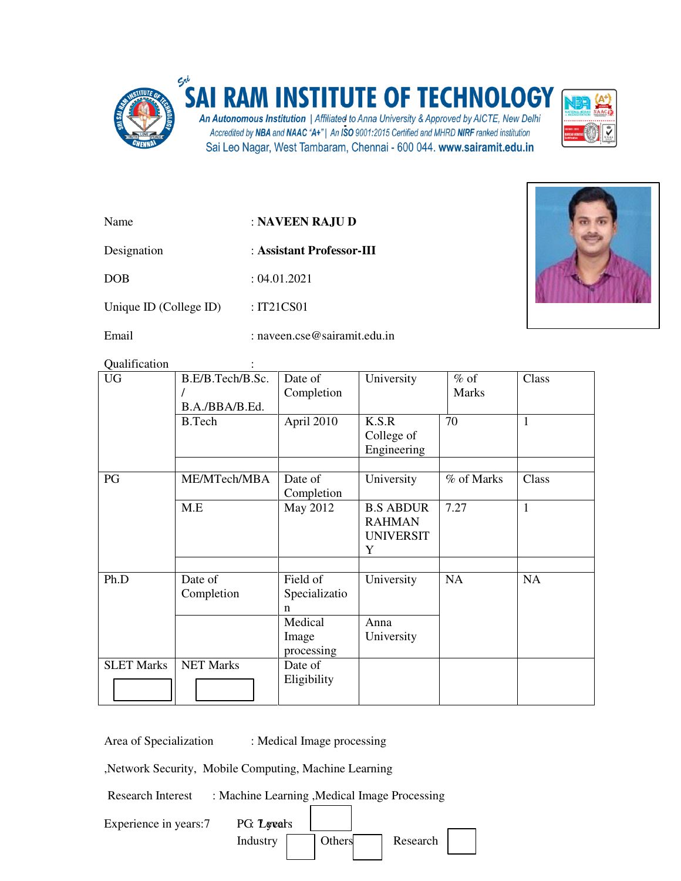# SAI RAM INSTITUTE OF TECHNOLOGY

An Autonomous Institution | Affiliated to Anna University & Approved by AICTE, New Delhi
Accredited by NBA and NAAC "A+" | An ISO 9001:2015 Certified and MHRD NIRF ranked institution
Sai Leo Nagar, West Tambaram, Chennai - 600 044. www.sairamit.edu.in

Name : **NAVEEN RAJU D**

Designation : **Assistant Professor-III**

DOB : 04.01.2021

Unique ID (College ID) : IT21CS01

Email : naveen.cse@sairamit.edu.in

Qualification :

| | | | | | |
|---|---|---|---|---|---|
| UG | B.E/B.Tech/B.Sc. / B.A./BBA/B.Ed. | Date of Completion | University | % of Marks | Class |
| | B.Tech | April 2010 | K.S.R College of Engineering | 70 | 1 |
| | | | | | |
| PG | ME/MTech/MBA | Date of Completion | University | % of Marks | Class |
| | M.E | May 2012 | B.S ABDUR RAHMAN UNIVERSITY | 7.27 | 1 |
| | | | | | |
| Ph.D | Date of Completion | Field of Specialization | University | NA | NA |
| | | Medical Image processing | Anna University | | |
| SLET Marks | NET Marks | Date of Eligibility | | | |

Area of Specialization : Medical Image processing

,Network Security, Mobile Computing, Machine Learning

Research Interest : Machine Learning ,Medical Image Processing

Experience in years:7 PG: 7 years

Industry Others Research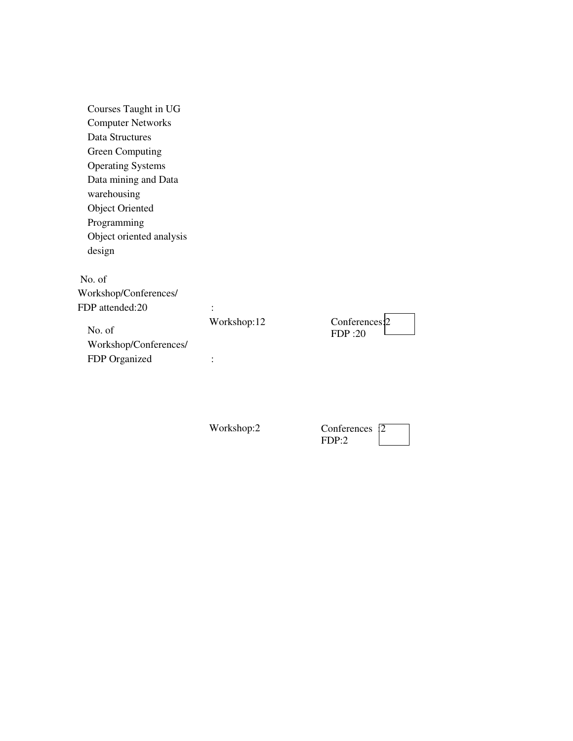Courses Taught in UG

- Computer Networks
- Data Structures
- Green Computing
- Operating Systems
- Data mining and Data warehousing
- Object Oriented Programming
- Object oriented analysis design

No. of Workshop/Conferences/ FDP attended:20 : Workshop:12 Conferences:2 FDP :20

No. of Workshop/Conferences/ FDP Organized : Workshop:2 Conferences :2 FDP:2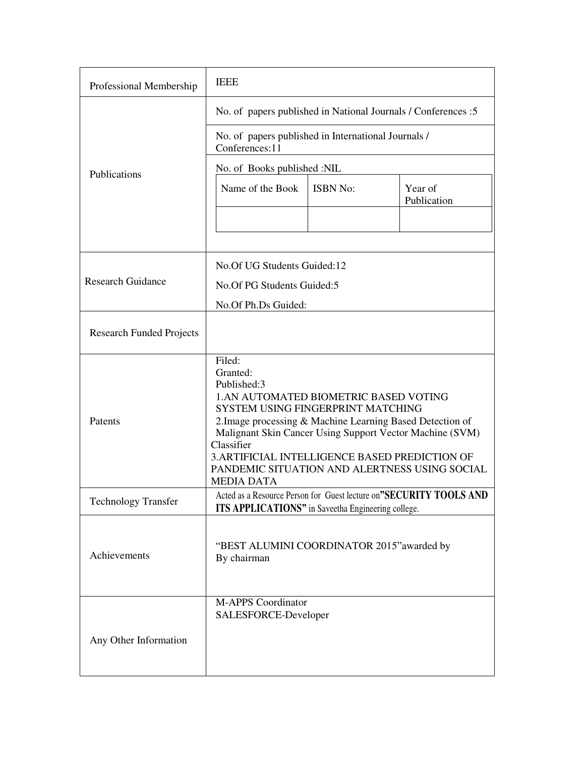| | |
|---|---|
| Professional Membership | IEEE |
| Publications | No. of papers published in National Journals / Conferences :5<br><br>No. of papers published in International Journals / Conferences:11<br><br>No. of Books published :NIL<br><br>Name of the Book \| ISBN No: \| Year of Publication |
| Research Guidance | No.Of UG Students Guided:12<br><br>No.Of PG Students Guided:5<br><br>No.Of Ph.Ds Guided: |
| Research Funded Projects | |
| Patents | Filed:<br>Granted:<br>Published:3<br>1.AN AUTOMATED BIOMETRIC BASED VOTING SYSTEM USING FINGERPRINT MATCHING<br>2.Image processing & Machine Learning Based Detection of Malignant Skin Cancer Using Support Vector Machine (SVM) Classifier<br>3.ARTIFICIAL INTELLIGENCE BASED PREDICTION OF PANDEMIC SITUATION AND ALERTNESS USING SOCIAL MEDIA DATA |
| Technology Transfer | Acted as a Resource Person for Guest lecture on **"SECURITY TOOLS AND ITS APPLICATIONS"** in Saveetha Engineering college. |
| Achievements | "BEST ALUMINI COORDINATOR 2015"awarded by By chairman |
| Any Other Information | M-APPS Coordinator<br>SALESFORCE-Developer |